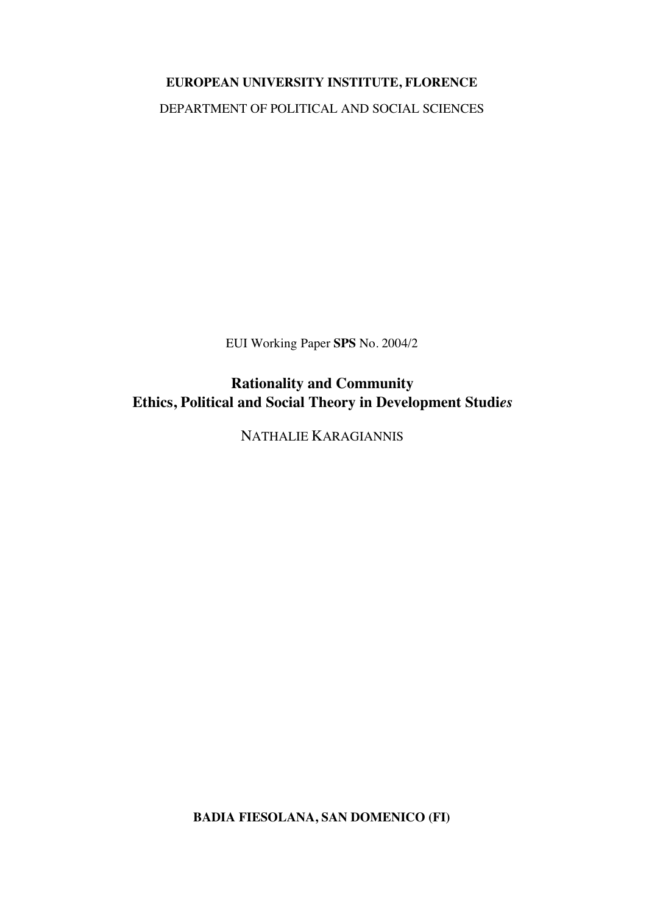**EUROPEAN UNIVERSITY INSTITUTE, FLORENCE**

DEPARTMENT OF POLITICAL AND SOCIAL SCIENCES

EUI Working Paper **SPS** No. 2004/2

# Rationality and Community
# Ethics, Political and Social Theory in Development Studi*es*

NATHALIE KARAGIANNIS

**BADIA FIESOLANA, SAN DOMENICO (FI)**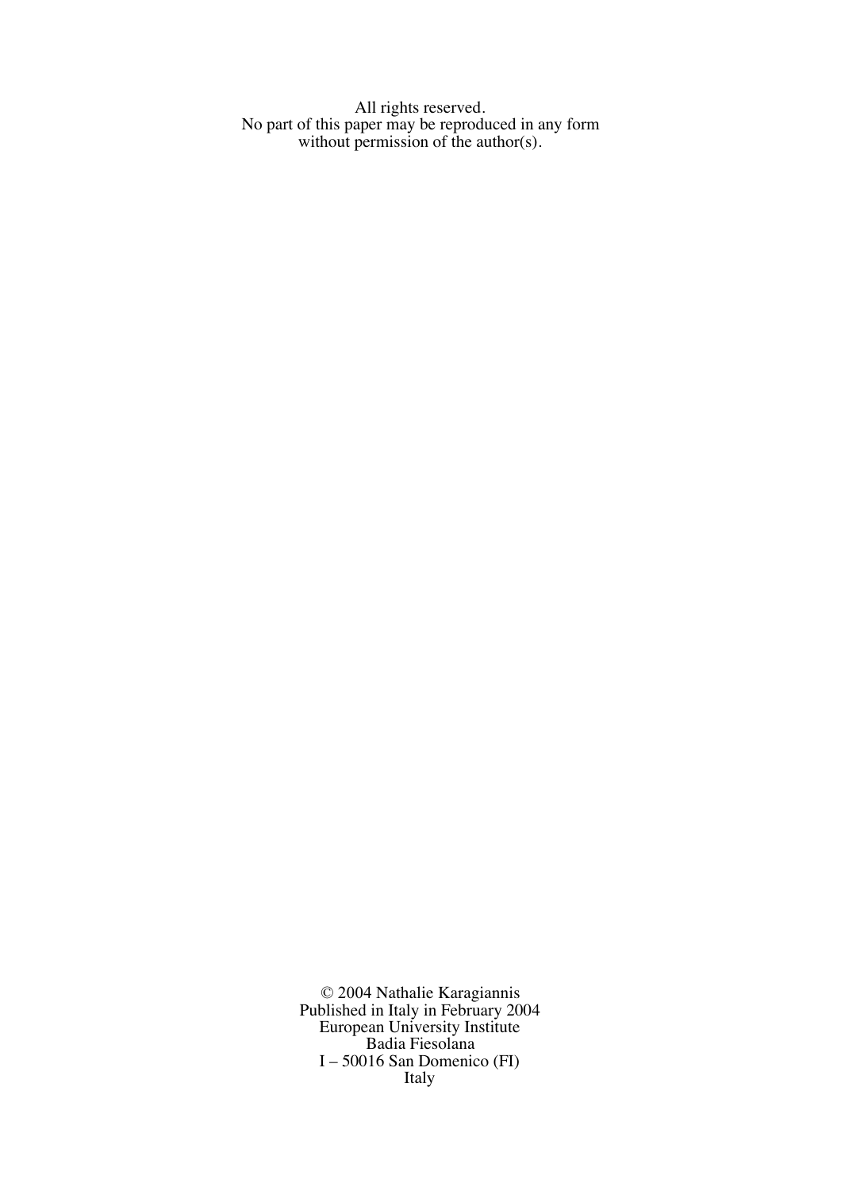All rights reserved.
No part of this paper may be reproduced in any form
without permission of the author(s).

© 2004 Nathalie Karagiannis
Published in Italy in February 2004
European University Institute
Badia Fiesolana
I – 50016 San Domenico (FI)
Italy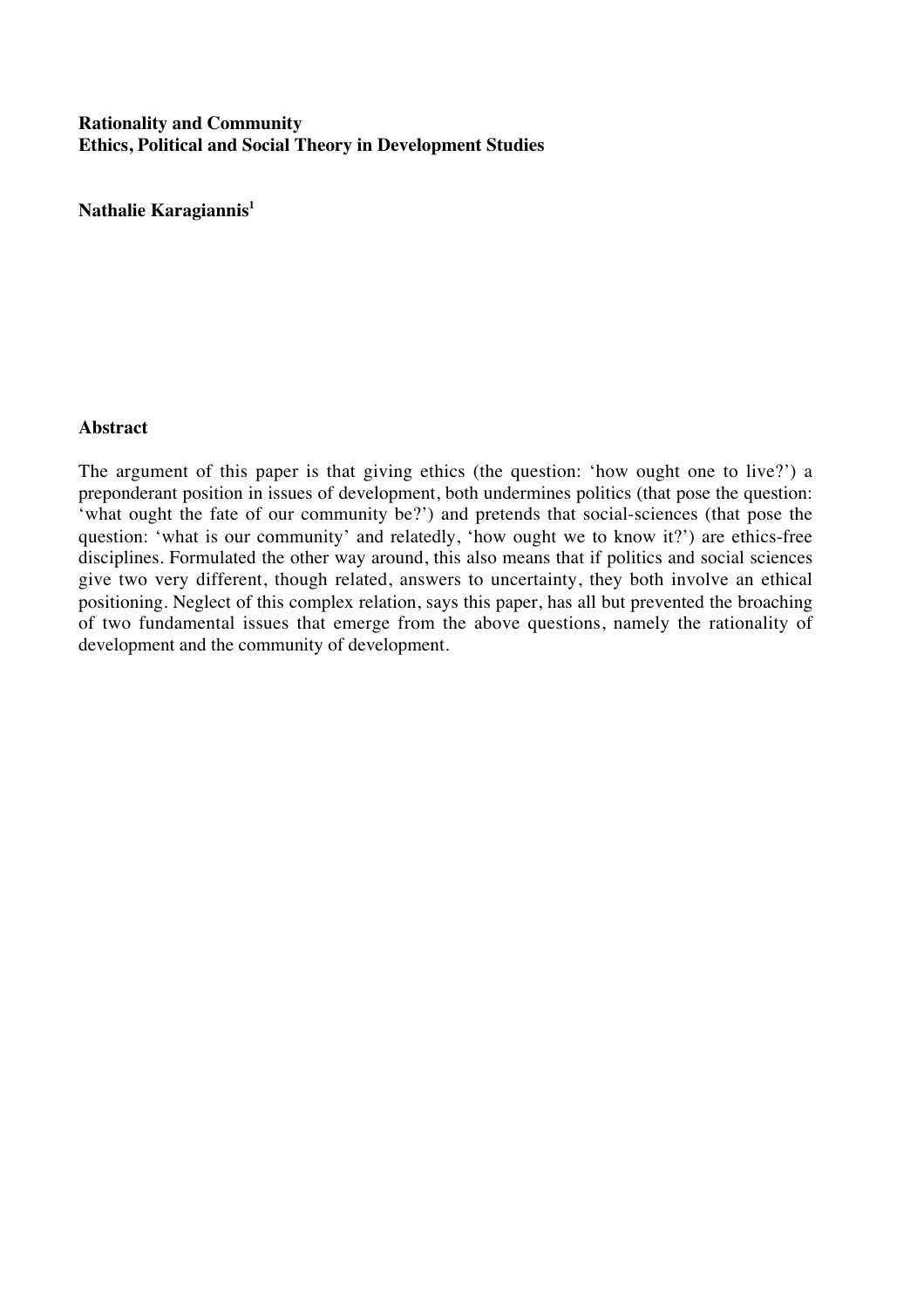**Rationality and Community**
**Ethics, Political and Social Theory in Development Studies**

**Nathalie Karagiannis[1]**

## Abstract

The argument of this paper is that giving ethics (the question: 'how ought one to live?') a preponderant position in issues of development, both undermines politics (that pose the question: 'what ought the fate of our community be?') and pretends that social-sciences (that pose the question: 'what is our community' and relatedly, 'how ought we to know it?') are ethics-free disciplines. Formulated the other way around, this also means that if politics and social sciences give two very different, though related, answers to uncertainty, they both involve an ethical positioning. Neglect of this complex relation, says this paper, has all but prevented the broaching of two fundamental issues that emerge from the above questions, namely the rationality of development and the community of development.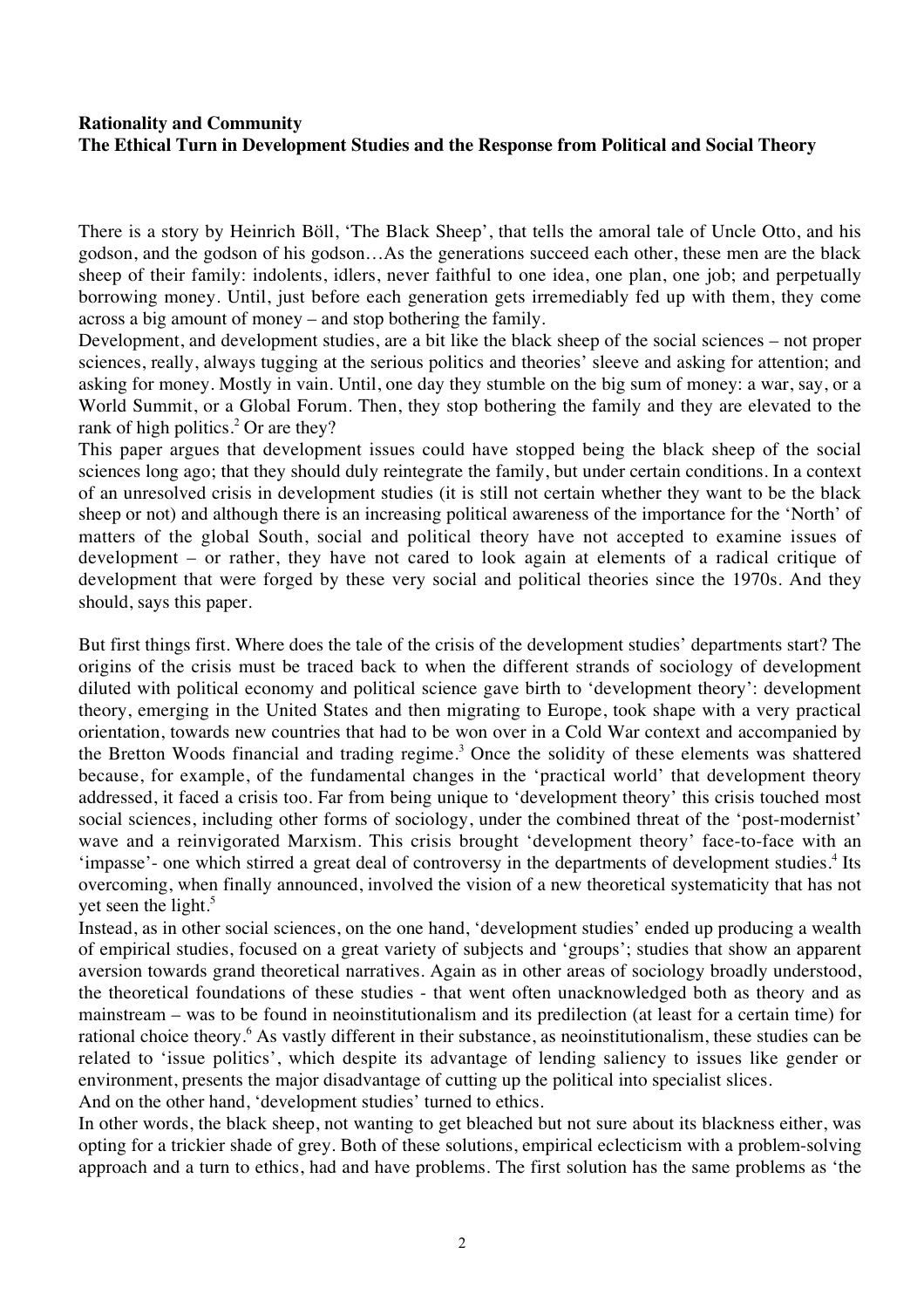**Rationality and Community**
**The Ethical Turn in Development Studies and the Response from Political and Social Theory**

There is a story by Heinrich Böll, 'The Black Sheep', that tells the amoral tale of Uncle Otto, and his godson, and the godson of his godson…As the generations succeed each other, these men are the black sheep of their family: indolents, idlers, never faithful to one idea, one plan, one job; and perpetually borrowing money. Until, just before each generation gets irremediably fed up with them, they come across a big amount of money – and stop bothering the family.

Development, and development studies, are a bit like the black sheep of the social sciences – not proper sciences, really, always tugging at the serious politics and theories' sleeve and asking for attention; and asking for money. Mostly in vain. Until, one day they stumble on the big sum of money: a war, say, or a World Summit, or a Global Forum. Then, they stop bothering the family and they are elevated to the rank of high politics.[2] Or are they?

This paper argues that development issues could have stopped being the black sheep of the social sciences long ago; that they should duly reintegrate the family, but under certain conditions. In a context of an unresolved crisis in development studies (it is still not certain whether they want to be the black sheep or not) and although there is an increasing political awareness of the importance for the 'North' of matters of the global South, social and political theory have not accepted to examine issues of development – or rather, they have not cared to look again at elements of a radical critique of development that were forged by these very social and political theories since the 1970s. And they should, says this paper.

But first things first. Where does the tale of the crisis of the development studies' departments start? The origins of the crisis must be traced back to when the different strands of sociology of development diluted with political economy and political science gave birth to 'development theory': development theory, emerging in the United States and then migrating to Europe, took shape with a very practical orientation, towards new countries that had to be won over in a Cold War context and accompanied by the Bretton Woods financial and trading regime.[3] Once the solidity of these elements was shattered because, for example, of the fundamental changes in the 'practical world' that development theory addressed, it faced a crisis too. Far from being unique to 'development theory' this crisis touched most social sciences, including other forms of sociology, under the combined threat of the 'post-modernist' wave and a reinvigorated Marxism. This crisis brought 'development theory' face-to-face with an 'impasse'- one which stirred a great deal of controversy in the departments of development studies.[4] Its overcoming, when finally announced, involved the vision of a new theoretical systematicity that has not yet seen the light.[5]

Instead, as in other social sciences, on the one hand, 'development studies' ended up producing a wealth of empirical studies, focused on a great variety of subjects and 'groups'; studies that show an apparent aversion towards grand theoretical narratives. Again as in other areas of sociology broadly understood, the theoretical foundations of these studies - that went often unacknowledged both as theory and as mainstream – was to be found in neoinstitutionalism and its predilection (at least for a certain time) for rational choice theory.[6] As vastly different in their substance, as neoinstitutionalism, these studies can be related to 'issue politics', which despite its advantage of lending saliency to issues like gender or environment, presents the major disadvantage of cutting up the political into specialist slices.

And on the other hand, 'development studies' turned to ethics.

In other words, the black sheep, not wanting to get bleached but not sure about its blackness either, was opting for a trickier shade of grey. Both of these solutions, empirical eclecticism with a problem-solving approach and a turn to ethics, had and have problems. The first solution has the same problems as 'the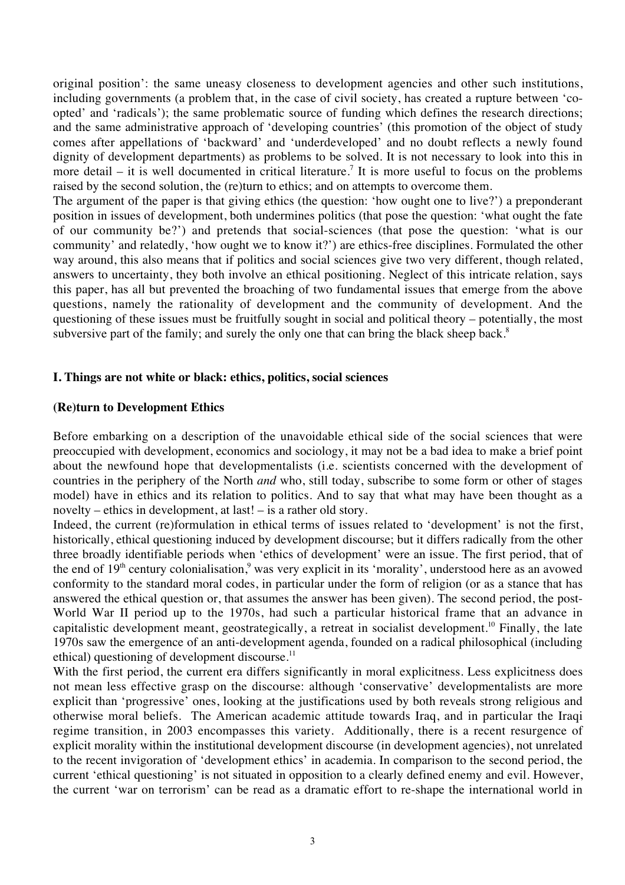original position': the same uneasy closeness to development agencies and other such institutions, including governments (a problem that, in the case of civil society, has created a rupture between 'co-opted' and 'radicals'); the same problematic source of funding which defines the research directions; and the same administrative approach of 'developing countries' (this promotion of the object of study comes after appellations of 'backward' and 'underdeveloped' and no doubt reflects a newly found dignity of development departments) as problems to be solved. It is not necessary to look into this in more detail – it is well documented in critical literature.[7] It is more useful to focus on the problems raised by the second solution, the (re)turn to ethics; and on attempts to overcome them.

The argument of the paper is that giving ethics (the question: 'how ought one to live?') a preponderant position in issues of development, both undermines politics (that pose the question: 'what ought the fate of our community be?') and pretends that social-sciences (that pose the question: 'what is our community' and relatedly, 'how ought we to know it?') are ethics-free disciplines. Formulated the other way around, this also means that if politics and social sciences give two very different, though related, answers to uncertainty, they both involve an ethical positioning. Neglect of this intricate relation, says this paper, has all but prevented the broaching of two fundamental issues that emerge from the above questions, namely the rationality of development and the community of development. And the questioning of these issues must be fruitfully sought in social and political theory – potentially, the most subversive part of the family; and surely the only one that can bring the black sheep back.[8]

## I. Things are not white or black: ethics, politics, social sciences

### (Re)turn to Development Ethics

Before embarking on a description of the unavoidable ethical side of the social sciences that were preoccupied with development, economics and sociology, it may not be a bad idea to make a brief point about the newfound hope that developmentalists (i.e. scientists concerned with the development of countries in the periphery of the North *and* who, still today, subscribe to some form or other of stages model) have in ethics and its relation to politics. And to say that what may have been thought as a novelty – ethics in development, at last! – is a rather old story.

Indeed, the current (re)formulation in ethical terms of issues related to 'development' is not the first, historically, ethical questioning induced by development discourse; but it differs radically from the other three broadly identifiable periods when 'ethics of development' were an issue. The first period, that of the end of 19th century colonialisation,[9] was very explicit in its 'morality', understood here as an avowed conformity to the standard moral codes, in particular under the form of religion (or as a stance that has answered the ethical question or, that assumes the answer has been given). The second period, the post-World War II period up to the 1970s, had such a particular historical frame that an advance in capitalistic development meant, geostrategically, a retreat in socialist development.[10] Finally, the late 1970s saw the emergence of an anti-development agenda, founded on a radical philosophical (including ethical) questioning of development discourse.[11]

With the first period, the current era differs significantly in moral explicitness. Less explicitness does not mean less effective grasp on the discourse: although 'conservative' developmentalists are more explicit than 'progressive' ones, looking at the justifications used by both reveals strong religious and otherwise moral beliefs. The American academic attitude towards Iraq, and in particular the Iraqi regime transition, in 2003 encompasses this variety. Additionally, there is a recent resurgence of explicit morality within the institutional development discourse (in development agencies), not unrelated to the recent invigoration of 'development ethics' in academia. In comparison to the second period, the current 'ethical questioning' is not situated in opposition to a clearly defined enemy and evil. However, the current 'war on terrorism' can be read as a dramatic effort to re-shape the international world in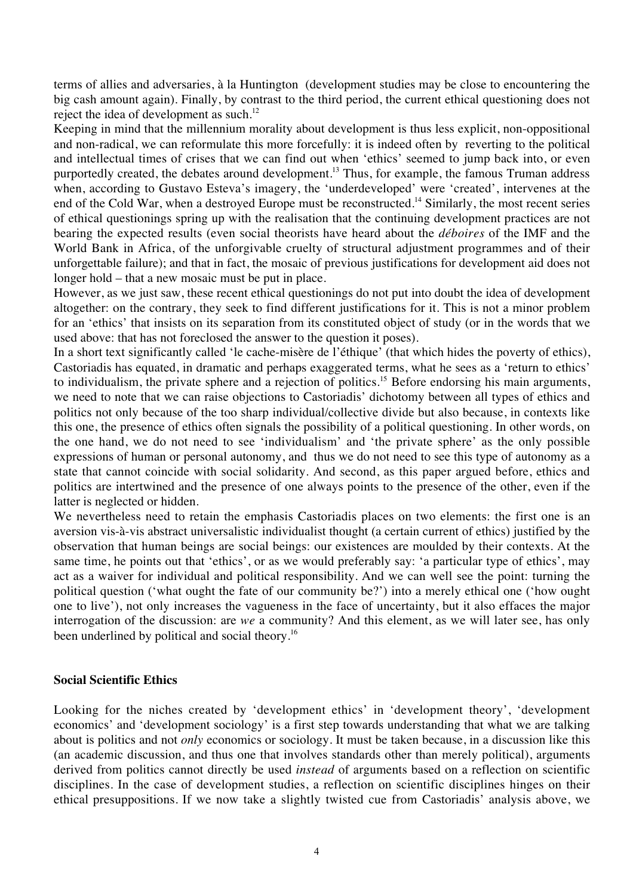terms of allies and adversaries, à la Huntington (development studies may be close to encountering the big cash amount again). Finally, by contrast to the third period, the current ethical questioning does not reject the idea of development as such.[12]

Keeping in mind that the millennium morality about development is thus less explicit, non-oppositional and non-radical, we can reformulate this more forcefully: it is indeed often by reverting to the political and intellectual times of crises that we can find out when 'ethics' seemed to jump back into, or even purportedly created, the debates around development.[13] Thus, for example, the famous Truman address when, according to Gustavo Esteva's imagery, the 'underdeveloped' were 'created', intervenes at the end of the Cold War, when a destroyed Europe must be reconstructed.[14] Similarly, the most recent series of ethical questionings spring up with the realisation that the continuing development practices are not bearing the expected results (even social theorists have heard about the *déboires* of the IMF and the World Bank in Africa, of the unforgivable cruelty of structural adjustment programmes and of their unforgettable failure); and that in fact, the mosaic of previous justifications for development aid does not longer hold – that a new mosaic must be put in place.

However, as we just saw, these recent ethical questionings do not put into doubt the idea of development altogether: on the contrary, they seek to find different justifications for it. This is not a minor problem for an 'ethics' that insists on its separation from its constituted object of study (or in the words that we used above: that has not foreclosed the answer to the question it poses).

In a short text significantly called 'le cache-misère de l'éthique' (that which hides the poverty of ethics), Castoriadis has equated, in dramatic and perhaps exaggerated terms, what he sees as a 'return to ethics' to individualism, the private sphere and a rejection of politics.[15] Before endorsing his main arguments, we need to note that we can raise objections to Castoriadis' dichotomy between all types of ethics and politics not only because of the too sharp individual/collective divide but also because, in contexts like this one, the presence of ethics often signals the possibility of a political questioning. In other words, on the one hand, we do not need to see 'individualism' and 'the private sphere' as the only possible expressions of human or personal autonomy, and thus we do not need to see this type of autonomy as a state that cannot coincide with social solidarity. And second, as this paper argued before, ethics and politics are intertwined and the presence of one always points to the presence of the other, even if the latter is neglected or hidden.

We nevertheless need to retain the emphasis Castoriadis places on two elements: the first one is an aversion vis-à-vis abstract universalistic individualist thought (a certain current of ethics) justified by the observation that human beings are social beings: our existences are moulded by their contexts. At the same time, he points out that 'ethics', or as we would preferably say: 'a particular type of ethics', may act as a waiver for individual and political responsibility. And we can well see the point: turning the political question ('what ought the fate of our community be?') into a merely ethical one ('how ought one to live'), not only increases the vagueness in the face of uncertainty, but it also effaces the major interrogation of the discussion: are *we* a community? And this element, as we will later see, has only been underlined by political and social theory.[16]

## Social Scientific Ethics

Looking for the niches created by 'development ethics' in 'development theory', 'development economics' and 'development sociology' is a first step towards understanding that what we are talking about is politics and not *only* economics or sociology. It must be taken because, in a discussion like this (an academic discussion, and thus one that involves standards other than merely political), arguments derived from politics cannot directly be used *instead* of arguments based on a reflection on scientific disciplines. In the case of development studies, a reflection on scientific disciplines hinges on their ethical presuppositions. If we now take a slightly twisted cue from Castoriadis' analysis above, we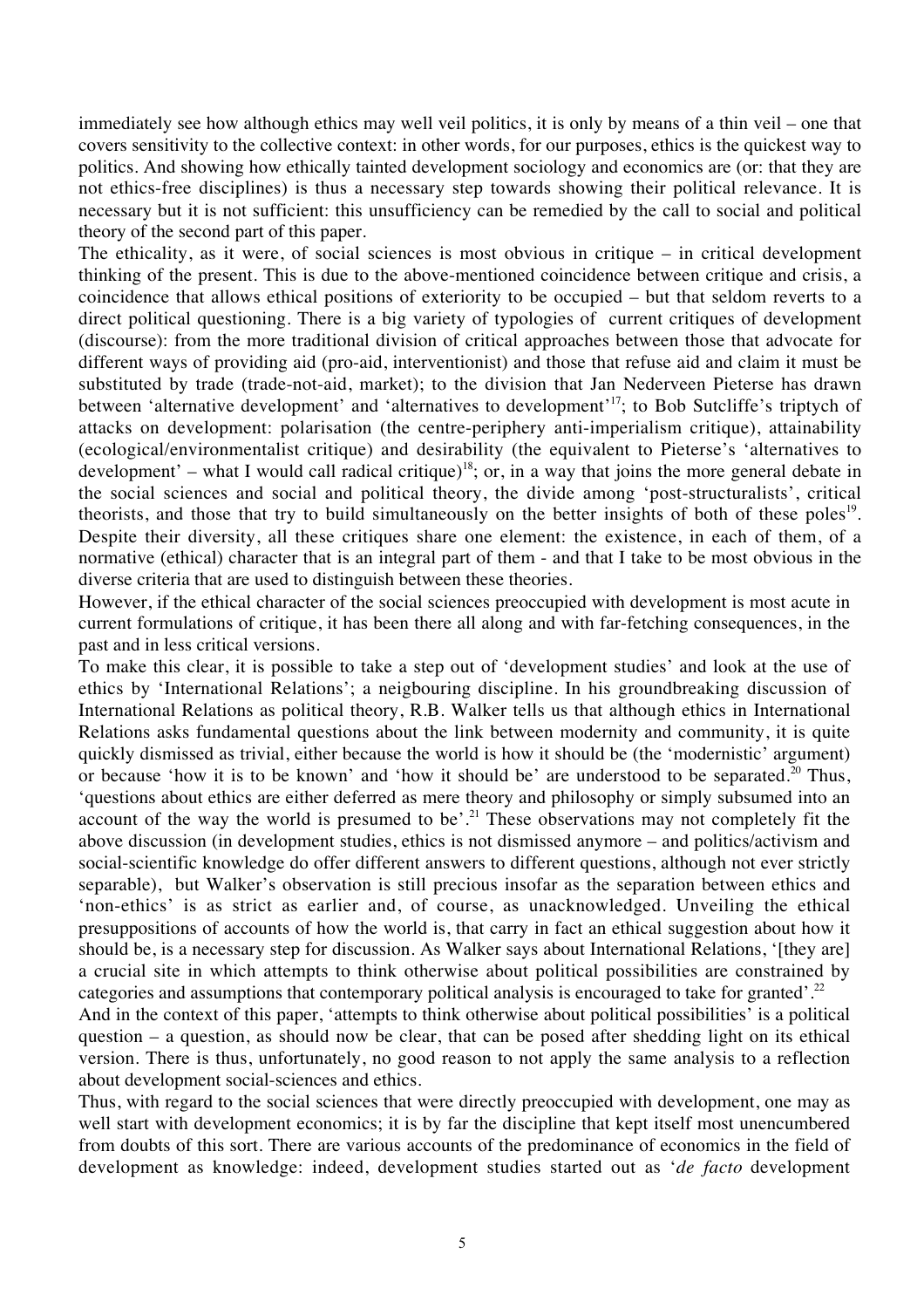immediately see how although ethics may well veil politics, it is only by means of a thin veil – one that covers sensitivity to the collective context: in other words, for our purposes, ethics is the quickest way to politics. And showing how ethically tainted development sociology and economics are (or: that they are not ethics-free disciplines) is thus a necessary step towards showing their political relevance. It is necessary but it is not sufficient: this unsufficiency can be remedied by the call to social and political theory of the second part of this paper.

The ethicality, as it were, of social sciences is most obvious in critique – in critical development thinking of the present. This is due to the above-mentioned coincidence between critique and crisis, a coincidence that allows ethical positions of exteriority to be occupied – but that seldom reverts to a direct political questioning. There is a big variety of typologies of current critiques of development (discourse): from the more traditional division of critical approaches between those that advocate for different ways of providing aid (pro-aid, interventionist) and those that refuse aid and claim it must be substituted by trade (trade-not-aid, market); to the division that Jan Nederveen Pieterse has drawn between 'alternative development' and 'alternatives to development'[17]; to Bob Sutcliffe's triptych of attacks on development: polarisation (the centre-periphery anti-imperialism critique), attainability (ecological/environmentalist critique) and desirability (the equivalent to Pieterse's 'alternatives to development' – what I would call radical critique)[18]; or, in a way that joins the more general debate in the social sciences and social and political theory, the divide among 'post-structuralists', critical theorists, and those that try to build simultaneously on the better insights of both of these poles[19]. Despite their diversity, all these critiques share one element: the existence, in each of them, of a normative (ethical) character that is an integral part of them - and that I take to be most obvious in the diverse criteria that are used to distinguish between these theories.

However, if the ethical character of the social sciences preoccupied with development is most acute in current formulations of critique, it has been there all along and with far-fetching consequences, in the past and in less critical versions.

To make this clear, it is possible to take a step out of 'development studies' and look at the use of ethics by 'International Relations'; a neigbouring discipline. In his groundbreaking discussion of International Relations as political theory, R.B. Walker tells us that although ethics in International Relations asks fundamental questions about the link between modernity and community, it is quite quickly dismissed as trivial, either because the world is how it should be (the 'modernistic' argument) or because 'how it is to be known' and 'how it should be' are understood to be separated.[20] Thus, 'questions about ethics are either deferred as mere theory and philosophy or simply subsumed into an account of the way the world is presumed to be'.[21] These observations may not completely fit the above discussion (in development studies, ethics is not dismissed anymore – and politics/activism and social-scientific knowledge do offer different answers to different questions, although not ever strictly separable), but Walker's observation is still precious insofar as the separation between ethics and 'non-ethics' is as strict as earlier and, of course, as unacknowledged. Unveiling the ethical presuppositions of accounts of how the world is, that carry in fact an ethical suggestion about how it should be, is a necessary step for discussion. As Walker says about International Relations, '[they are] a crucial site in which attempts to think otherwise about political possibilities are constrained by categories and assumptions that contemporary political analysis is encouraged to take for granted'.[22]

And in the context of this paper, 'attempts to think otherwise about political possibilities' is a political question – a question, as should now be clear, that can be posed after shedding light on its ethical version. There is thus, unfortunately, no good reason to not apply the same analysis to a reflection about development social-sciences and ethics.

Thus, with regard to the social sciences that were directly preoccupied with development, one may as well start with development economics; it is by far the discipline that kept itself most unencumbered from doubts of this sort. There are various accounts of the predominance of economics in the field of development as knowledge: indeed, development studies started out as '*de facto* development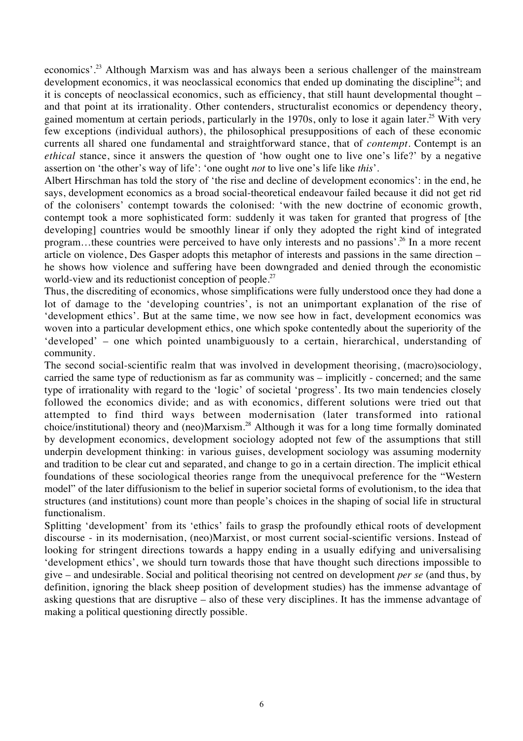economics'.[23] Although Marxism was and has always been a serious challenger of the mainstream development economics, it was neoclassical economics that ended up dominating the discipline[24]; and it is concepts of neoclassical economics, such as efficiency, that still haunt developmental thought – and that point at its irrationality. Other contenders, structuralist economics or dependency theory, gained momentum at certain periods, particularly in the 1970s, only to lose it again later.[25] With very few exceptions (individual authors), the philosophical presuppositions of each of these economic currents all shared one fundamental and straightforward stance, that of *contempt*. Contempt is an *ethical* stance, since it answers the question of 'how ought one to live one's life?' by a negative assertion on 'the other's way of life': 'one ought *not* to live one's life like *this*'.

Albert Hirschman has told the story of 'the rise and decline of development economics': in the end, he says, development economics as a broad social-theoretical endeavour failed because it did not get rid of the colonisers' contempt towards the colonised: 'with the new doctrine of economic growth, contempt took a more sophisticated form: suddenly it was taken for granted that progress of [the developing] countries would be smoothly linear if only they adopted the right kind of integrated program…these countries were perceived to have only interests and no passions'.[26] In a more recent article on violence, Des Gasper adopts this metaphor of interests and passions in the same direction – he shows how violence and suffering have been downgraded and denied through the economistic world-view and its reductionist conception of people.[27]

Thus, the discrediting of economics, whose simplifications were fully understood once they had done a lot of damage to the 'developing countries', is not an unimportant explanation of the rise of 'development ethics'. But at the same time, we now see how in fact, development economics was woven into a particular development ethics, one which spoke contentedly about the superiority of the 'developed' – one which pointed unambiguously to a certain, hierarchical, understanding of community.

The second social-scientific realm that was involved in development theorising, (macro)sociology, carried the same type of reductionism as far as community was – implicitly - concerned; and the same type of irrationality with regard to the 'logic' of societal 'progress'. Its two main tendencies closely followed the economics divide; and as with economics, different solutions were tried out that attempted to find third ways between modernisation (later transformed into rational choice/institutional) theory and (neo)Marxism.[28] Although it was for a long time formally dominated by development economics, development sociology adopted not few of the assumptions that still underpin development thinking: in various guises, development sociology was assuming modernity and tradition to be clear cut and separated, and change to go in a certain direction. The implicit ethical foundations of these sociological theories range from the unequivocal preference for the "Western model" of the later diffusionism to the belief in superior societal forms of evolutionism, to the idea that structures (and institutions) count more than people's choices in the shaping of social life in structural functionalism.

Splitting 'development' from its 'ethics' fails to grasp the profoundly ethical roots of development discourse - in its modernisation, (neo)Marxist, or most current social-scientific versions. Instead of looking for stringent directions towards a happy ending in a usually edifying and universalising 'development ethics', we should turn towards those that have thought such directions impossible to give – and undesirable. Social and political theorising not centred on development *per se* (and thus, by definition, ignoring the black sheep position of development studies) has the immense advantage of asking questions that are disruptive – also of these very disciplines. It has the immense advantage of making a political questioning directly possible.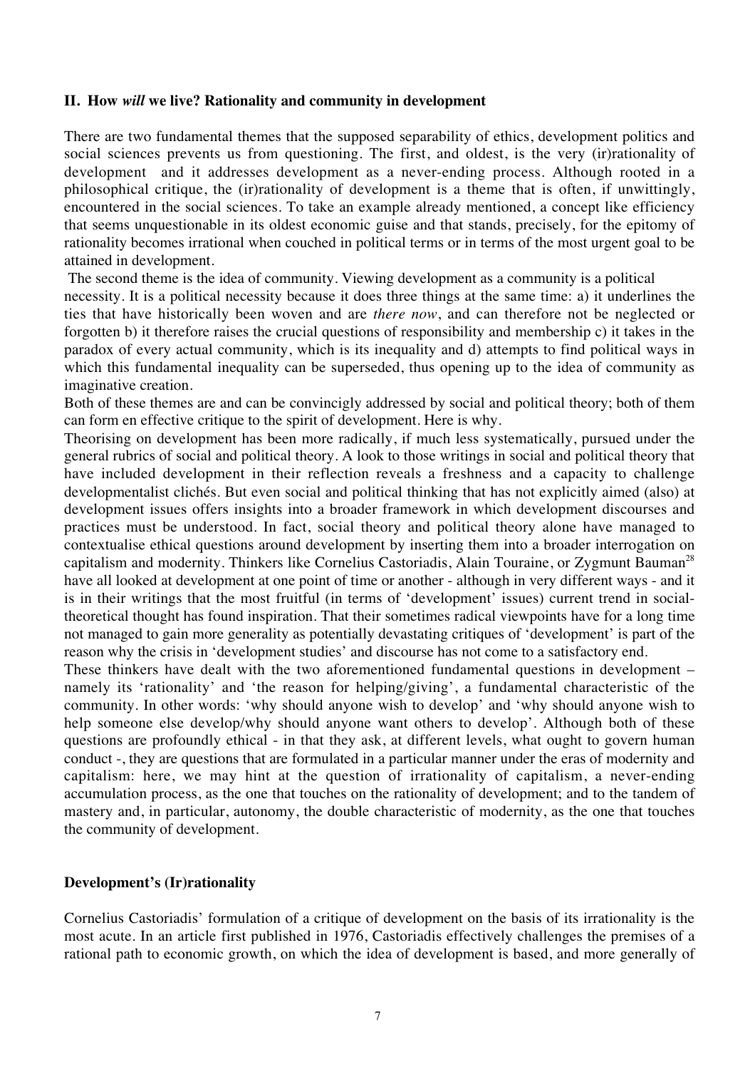## II. How *will* we live? Rationality and community in development

There are two fundamental themes that the supposed separability of ethics, development politics and social sciences prevents us from questioning. The first, and oldest, is the very (ir)rationality of development and it addresses development as a never-ending process. Although rooted in a philosophical critique, the (ir)rationality of development is a theme that is often, if unwittingly, encountered in the social sciences. To take an example already mentioned, a concept like efficiency that seems unquestionable in its oldest economic guise and that stands, precisely, for the epitomy of rationality becomes irrational when couched in political terms or in terms of the most urgent goal to be attained in development.

The second theme is the idea of community. Viewing development as a community is a political necessity. It is a political necessity because it does three things at the same time: a) it underlines the ties that have historically been woven and are *there now*, and can therefore not be neglected or forgotten b) it therefore raises the crucial questions of responsibility and membership c) it takes in the paradox of every actual community, which is its inequality and d) attempts to find political ways in which this fundamental inequality can be superseded, thus opening up to the idea of community as imaginative creation.

Both of these themes are and can be convincigly addressed by social and political theory; both of them can form en effective critique to the spirit of development. Here is why.

Theorising on development has been more radically, if much less systematically, pursued under the general rubrics of social and political theory. A look to those writings in social and political theory that have included development in their reflection reveals a freshness and a capacity to challenge developmentalist clichés. But even social and political thinking that has not explicitly aimed (also) at development issues offers insights into a broader framework in which development discourses and practices must be understood. In fact, social theory and political theory alone have managed to contextualise ethical questions around development by inserting them into a broader interrogation on capitalism and modernity. Thinkers like Cornelius Castoriadis, Alain Touraine, or Zygmunt Bauman[28] have all looked at development at one point of time or another - although in very different ways - and it is in their writings that the most fruitful (in terms of 'development' issues) current trend in social-theoretical thought has found inspiration. That their sometimes radical viewpoints have for a long time not managed to gain more generality as potentially devastating critiques of 'development' is part of the reason why the crisis in 'development studies' and discourse has not come to a satisfactory end.

These thinkers have dealt with the two aforementioned fundamental questions in development – namely its 'rationality' and 'the reason for helping/giving', a fundamental characteristic of the community. In other words: 'why should anyone wish to develop' and 'why should anyone wish to help someone else develop/why should anyone want others to develop'. Although both of these questions are profoundly ethical - in that they ask, at different levels, what ought to govern human conduct -, they are questions that are formulated in a particular manner under the eras of modernity and capitalism: here, we may hint at the question of irrationality of capitalism, a never-ending accumulation process, as the one that touches on the rationality of development; and to the tandem of mastery and, in particular, autonomy, the double characteristic of modernity, as the one that touches the community of development.

### Development's (Ir)rationality

Cornelius Castoriadis' formulation of a critique of development on the basis of its irrationality is the most acute. In an article first published in 1976, Castoriadis effectively challenges the premises of a rational path to economic growth, on which the idea of development is based, and more generally of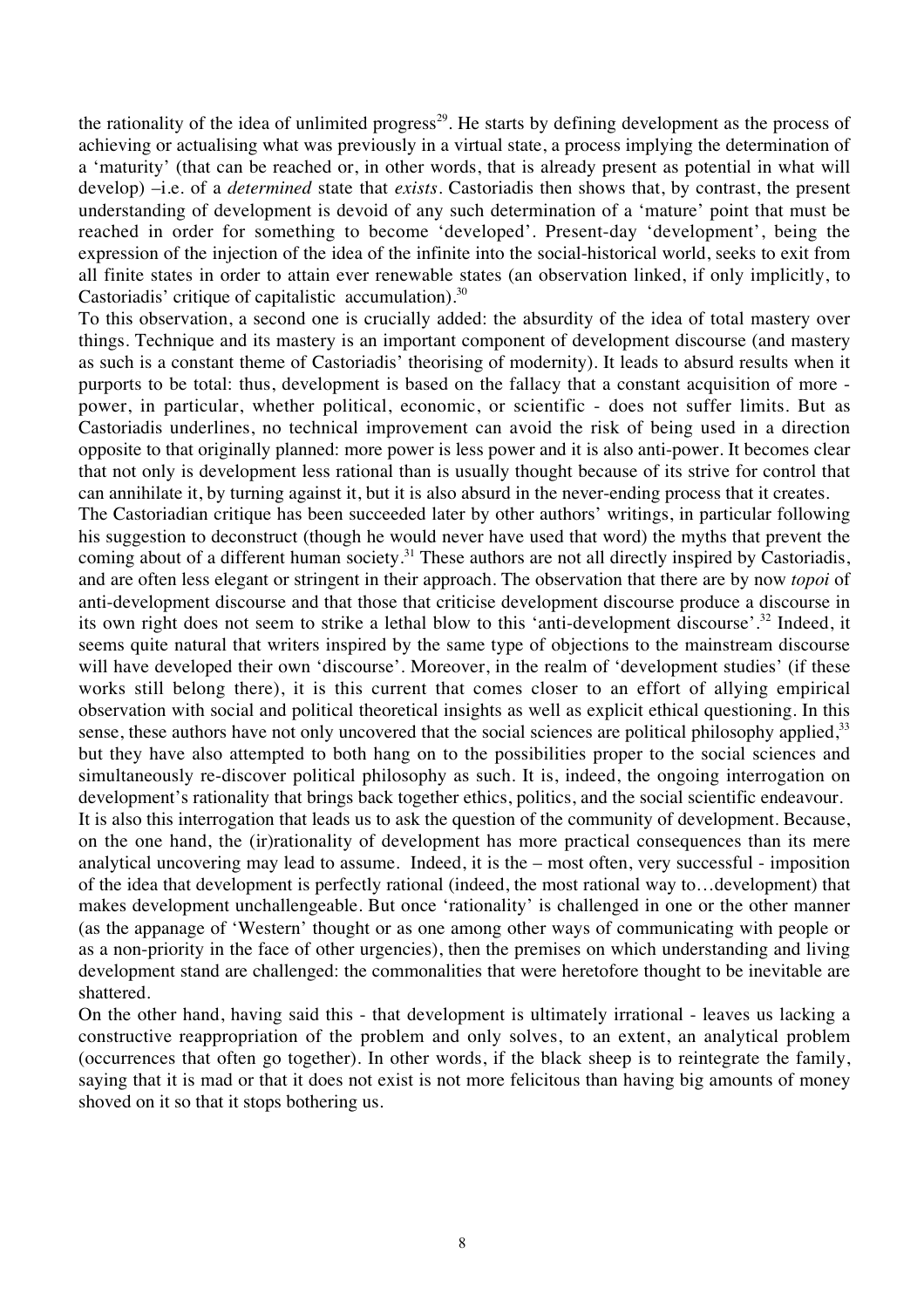the rationality of the idea of unlimited progress[29]. He starts by defining development as the process of achieving or actualising what was previously in a virtual state, a process implying the determination of a 'maturity' (that can be reached or, in other words, that is already present as potential in what will develop) –i.e. of a *determined* state that *exists*. Castoriadis then shows that, by contrast, the present understanding of development is devoid of any such determination of a 'mature' point that must be reached in order for something to become 'developed'. Present-day 'development', being the expression of the injection of the idea of the infinite into the social-historical world, seeks to exit from all finite states in order to attain ever renewable states (an observation linked, if only implicitly, to Castoriadis' critique of capitalistic accumulation).[30]

To this observation, a second one is crucially added: the absurdity of the idea of total mastery over things. Technique and its mastery is an important component of development discourse (and mastery as such is a constant theme of Castoriadis' theorising of modernity). It leads to absurd results when it purports to be total: thus, development is based on the fallacy that a constant acquisition of more - power, in particular, whether political, economic, or scientific - does not suffer limits. But as Castoriadis underlines, no technical improvement can avoid the risk of being used in a direction opposite to that originally planned: more power is less power and it is also anti-power. It becomes clear that not only is development less rational than is usually thought because of its strive for control that can annihilate it, by turning against it, but it is also absurd in the never-ending process that it creates.

The Castoriadian critique has been succeeded later by other authors' writings, in particular following his suggestion to deconstruct (though he would never have used that word) the myths that prevent the coming about of a different human society.[31] These authors are not all directly inspired by Castoriadis, and are often less elegant or stringent in their approach. The observation that there are by now *topoi* of anti-development discourse and that those that criticise development discourse produce a discourse in its own right does not seem to strike a lethal blow to this 'anti-development discourse'.[32] Indeed, it seems quite natural that writers inspired by the same type of objections to the mainstream discourse will have developed their own 'discourse'. Moreover, in the realm of 'development studies' (if these works still belong there), it is this current that comes closer to an effort of allying empirical observation with social and political theoretical insights as well as explicit ethical questioning. In this sense, these authors have not only uncovered that the social sciences are political philosophy applied,[33] but they have also attempted to both hang on to the possibilities proper to the social sciences and simultaneously re-discover political philosophy as such. It is, indeed, the ongoing interrogation on development's rationality that brings back together ethics, politics, and the social scientific endeavour.

It is also this interrogation that leads us to ask the question of the community of development. Because, on the one hand, the (ir)rationality of development has more practical consequences than its mere analytical uncovering may lead to assume. Indeed, it is the – most often, very successful - imposition of the idea that development is perfectly rational (indeed, the most rational way to…development) that makes development unchallengeable. But once 'rationality' is challenged in one or the other manner (as the appanage of 'Western' thought or as one among other ways of communicating with people or as a non-priority in the face of other urgencies), then the premises on which understanding and living development stand are challenged: the commonalities that were heretofore thought to be inevitable are shattered.

On the other hand, having said this - that development is ultimately irrational - leaves us lacking a constructive reappropriation of the problem and only solves, to an extent, an analytical problem (occurrences that often go together). In other words, if the black sheep is to reintegrate the family, saying that it is mad or that it does not exist is not more felicitous than having big amounts of money shoved on it so that it stops bothering us.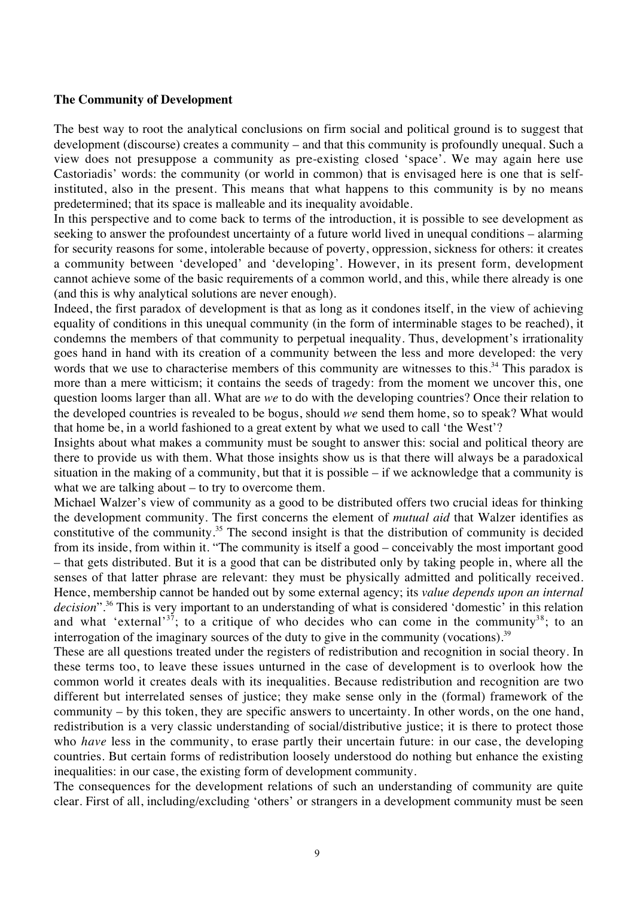**The Community of Development**

The best way to root the analytical conclusions on firm social and political ground is to suggest that development (discourse) creates a community – and that this community is profoundly unequal. Such a view does not presuppose a community as pre-existing closed 'space'. We may again here use Castoriadis' words: the community (or world in common) that is envisaged here is one that is self-instituted, also in the present. This means that what happens to this community is by no means predetermined; that its space is malleable and its inequality avoidable.

In this perspective and to come back to terms of the introduction, it is possible to see development as seeking to answer the profoundest uncertainty of a future world lived in unequal conditions – alarming for security reasons for some, intolerable because of poverty, oppression, sickness for others: it creates a community between 'developed' and 'developing'. However, in its present form, development cannot achieve some of the basic requirements of a common world, and this, while there already is one (and this is why analytical solutions are never enough).

Indeed, the first paradox of development is that as long as it condones itself, in the view of achieving equality of conditions in this unequal community (in the form of interminable stages to be reached), it condemns the members of that community to perpetual inequality. Thus, development's irrationality goes hand in hand with its creation of a community between the less and more developed: the very words that we use to characterise members of this community are witnesses to this.[34] This paradox is more than a mere witticism; it contains the seeds of tragedy: from the moment we uncover this, one question looms larger than all. What are *we* to do with the developing countries? Once their relation to the developed countries is revealed to be bogus, should *we* send them home, so to speak? What would that home be, in a world fashioned to a great extent by what we used to call 'the West'?

Insights about what makes a community must be sought to answer this: social and political theory are there to provide us with them. What those insights show us is that there will always be a paradoxical situation in the making of a community, but that it is possible – if we acknowledge that a community is what we are talking about – to try to overcome them.

Michael Walzer's view of community as a good to be distributed offers two crucial ideas for thinking the development community. The first concerns the element of *mutual aid* that Walzer identifies as constitutive of the community.[35] The second insight is that the distribution of community is decided from its inside, from within it. "The community is itself a good – conceivably the most important good – that gets distributed. But it is a good that can be distributed only by taking people in, where all the senses of that latter phrase are relevant: they must be physically admitted and politically received. Hence, membership cannot be handed out by some external agency; its *value depends upon an internal decision*".[36] This is very important to an understanding of what is considered 'domestic' in this relation and what 'external'[37]; to a critique of who decides who can come in the community[38]; to an interrogation of the imaginary sources of the duty to give in the community (vocations).[39]

These are all questions treated under the registers of redistribution and recognition in social theory. In these terms too, to leave these issues unturned in the case of development is to overlook how the common world it creates deals with its inequalities. Because redistribution and recognition are two different but interrelated senses of justice; they make sense only in the (formal) framework of the community – by this token, they are specific answers to uncertainty. In other words, on the one hand, redistribution is a very classic understanding of social/distributive justice; it is there to protect those who *have* less in the community, to erase partly their uncertain future: in our case, the developing countries. But certain forms of redistribution loosely understood do nothing but enhance the existing inequalities: in our case, the existing form of development community.

The consequences for the development relations of such an understanding of community are quite clear. First of all, including/excluding 'others' or strangers in a development community must be seen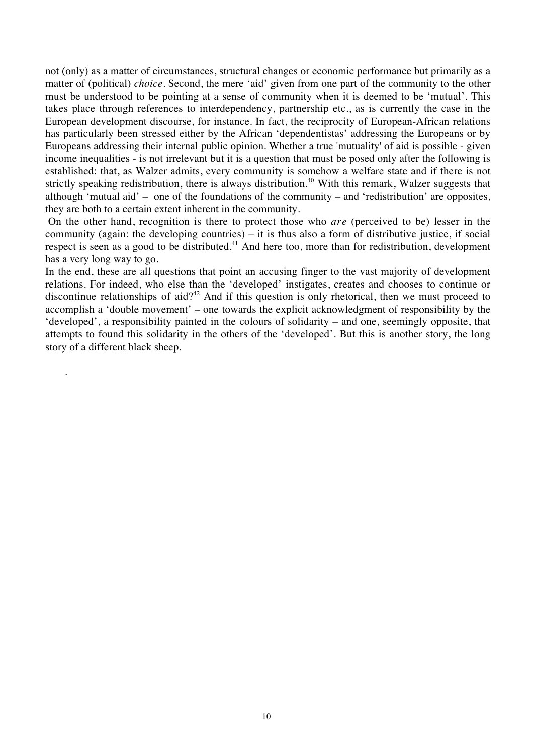not (only) as a matter of circumstances, structural changes or economic performance but primarily as a matter of (political) *choice*. Second, the mere 'aid' given from one part of the community to the other must be understood to be pointing at a sense of community when it is deemed to be 'mutual'. This takes place through references to interdependency, partnership etc., as is currently the case in the European development discourse, for instance. In fact, the reciprocity of European-African relations has particularly been stressed either by the African 'dependentistas' addressing the Europeans or by Europeans addressing their internal public opinion. Whether a true 'mutuality' of aid is possible - given income inequalities - is not irrelevant but it is a question that must be posed only after the following is established: that, as Walzer admits, every community is somehow a welfare state and if there is not strictly speaking redistribution, there is always distribution.[40] With this remark, Walzer suggests that although 'mutual aid' – one of the foundations of the community – and 'redistribution' are opposites, they are both to a certain extent inherent in the community.

On the other hand, recognition is there to protect those who *are* (perceived to be) lesser in the community (again: the developing countries) – it is thus also a form of distributive justice, if social respect is seen as a good to be distributed.[41] And here too, more than for redistribution, development has a very long way to go.

In the end, these are all questions that point an accusing finger to the vast majority of development relations. For indeed, who else than the 'developed' instigates, creates and chooses to continue or discontinue relationships of aid?[42] And if this question is only rhetorical, then we must proceed to accomplish a 'double movement' – one towards the explicit acknowledgment of responsibility by the 'developed', a responsibility painted in the colours of solidarity – and one, seemingly opposite, that attempts to found this solidarity in the others of the 'developed'. But this is another story, the long story of a different black sheep.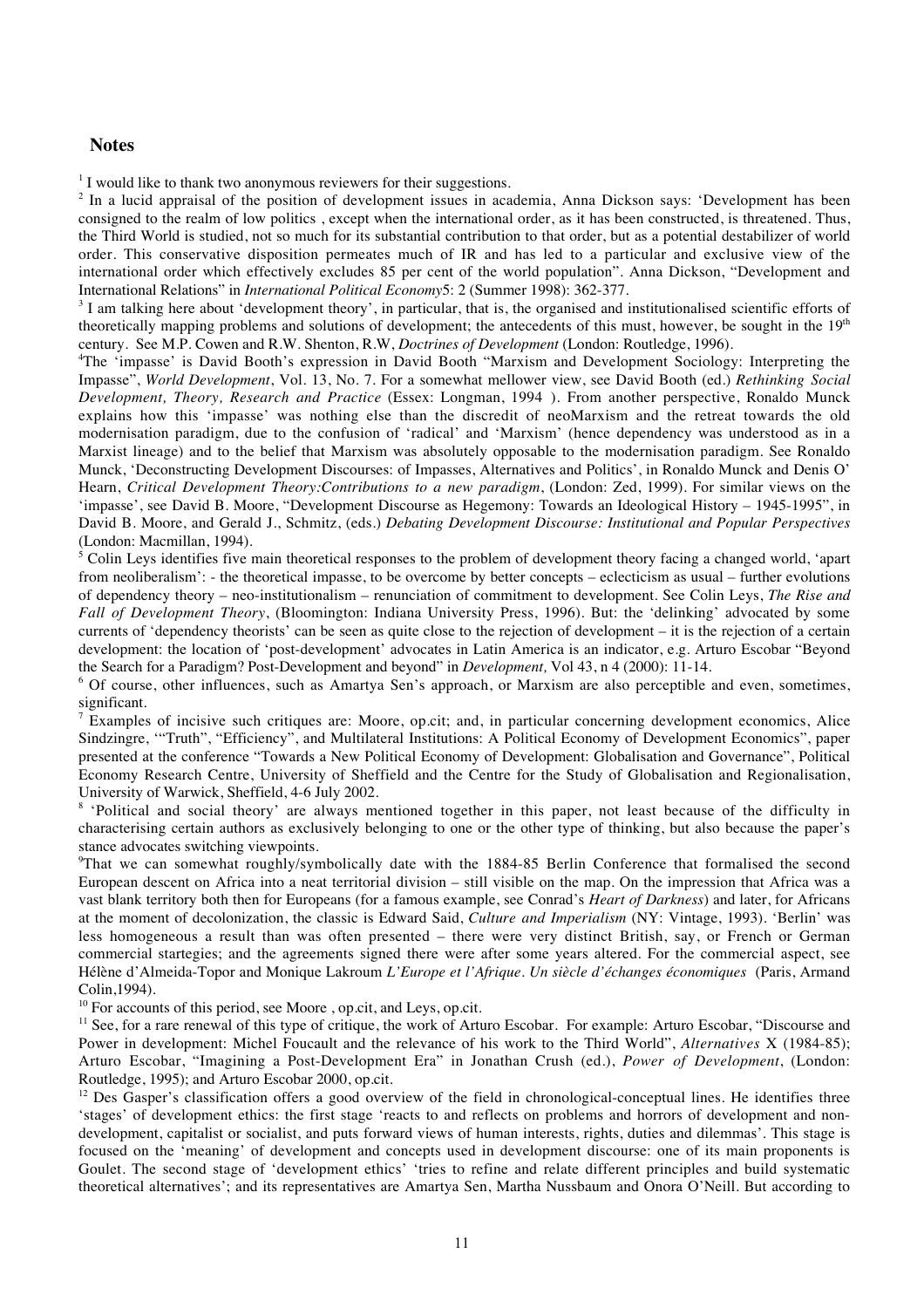## Notes

[1] I would like to thank two anonymous reviewers for their suggestions.

[2] In a lucid appraisal of the position of development issues in academia, Anna Dickson says: 'Development has been consigned to the realm of low politics , except when the international order, as it has been constructed, is threatened. Thus, the Third World is studied, not so much for its substantial contribution to that order, but as a potential destabilizer of world order. This conservative disposition permeates much of IR and has led to a particular and exclusive view of the international order which effectively excludes 85 per cent of the world population". Anna Dickson, "Development and International Relations" in *International Political Economy*5: 2 (Summer 1998): 362-377.

[3] I am talking here about 'development theory', in particular, that is, the organised and institutionalised scientific efforts of theoretically mapping problems and solutions of development; the antecedents of this must, however, be sought in the 19[th] century. See M.P. Cowen and R.W. Shenton, R.W, *Doctrines of Development* (London: Routledge, 1996).

[4]The 'impasse' is David Booth's expression in David Booth "Marxism and Development Sociology: Interpreting the Impasse", *World Development*, Vol. 13, No. 7. For a somewhat mellower view, see David Booth (ed.) *Rethinking Social Development, Theory, Research and Practice* (Essex: Longman, 1994 ). From another perspective, Ronaldo Munck explains how this 'impasse' was nothing else than the discredit of neoMarxism and the retreat towards the old modernisation paradigm, due to the confusion of 'radical' and 'Marxism' (hence dependency was understood as in a Marxist lineage) and to the belief that Marxism was absolutely opposable to the modernisation paradigm. See Ronaldo Munck, 'Deconstructing Development Discourses: of Impasses, Alternatives and Politics', in Ronaldo Munck and Denis O' Hearn, *Critical Development Theory:Contributions to a new paradigm*, (London: Zed, 1999). For similar views on the 'impasse', see David B. Moore, "Development Discourse as Hegemony: Towards an Ideological History – 1945-1995", in David B. Moore, and Gerald J., Schmitz, (eds.) *Debating Development Discourse: Institutional and Popular Perspectives* (London: Macmillan, 1994).

[5] Colin Leys identifies five main theoretical responses to the problem of development theory facing a changed world, 'apart from neoliberalism': - the theoretical impasse, to be overcome by better concepts – eclecticism as usual – further evolutions of dependency theory – neo-institutionalism – renunciation of commitment to development. See Colin Leys, *The Rise and Fall of Development Theory*, (Bloomington: Indiana University Press, 1996). But: the 'delinking' advocated by some currents of 'dependency theorists' can be seen as quite close to the rejection of development – it is the rejection of a certain development: the location of 'post-development' advocates in Latin America is an indicator, e.g. Arturo Escobar "Beyond the Search for a Paradigm? Post-Development and beyond" in *Development,* Vol 43, n 4 (2000): 11-14.

[6] Of course, other influences, such as Amartya Sen's approach, or Marxism are also perceptible and even, sometimes, significant.

[7] Examples of incisive such critiques are: Moore, op.cit; and, in particular concerning development economics, Alice Sindzingre, '"Truth", "Efficiency", and Multilateral Institutions: A Political Economy of Development Economics", paper presented at the conference "Towards a New Political Economy of Development: Globalisation and Governance", Political Economy Research Centre, University of Sheffield and the Centre for the Study of Globalisation and Regionalisation, University of Warwick, Sheffield, 4-6 July 2002.

[8] 'Political and social theory' are always mentioned together in this paper, not least because of the difficulty in characterising certain authors as exclusively belonging to one or the other type of thinking, but also because the paper's stance advocates switching viewpoints.

[9]That we can somewhat roughly/symbolically date with the 1884-85 Berlin Conference that formalised the second European descent on Africa into a neat territorial division – still visible on the map. On the impression that Africa was a vast blank territory both then for Europeans (for a famous example, see Conrad's *Heart of Darkness*) and later, for Africans at the moment of decolonization, the classic is Edward Said, *Culture and Imperialism* (NY: Vintage, 1993). 'Berlin' was less homogeneous a result than was often presented – there were very distinct British, say, or French or German commercial startegies; and the agreements signed there were after some years altered. For the commercial aspect, see Hélène d'Almeida-Topor and Monique Lakroum *L'Europe et l'Afrique. Un siècle d'échanges économiques* (Paris, Armand Colin,1994).

[10] For accounts of this period, see Moore , op.cit, and Leys, op.cit.

[11] See, for a rare renewal of this type of critique, the work of Arturo Escobar. For example: Arturo Escobar, "Discourse and Power in development: Michel Foucault and the relevance of his work to the Third World", *Alternatives* X (1984-85); Arturo Escobar, "Imagining a Post-Development Era" in Jonathan Crush (ed.), *Power of Development*, (London: Routledge, 1995); and Arturo Escobar 2000, op.cit.

[12] Des Gasper's classification offers a good overview of the field in chronological-conceptual lines. He identifies three 'stages' of development ethics: the first stage 'reacts to and reflects on problems and horrors of development and non-development, capitalist or socialist, and puts forward views of human interests, rights, duties and dilemmas'. This stage is focused on the 'meaning' of development and concepts used in development discourse: one of its main proponents is Goulet. The second stage of 'development ethics' 'tries to refine and relate different principles and build systematic theoretical alternatives'; and its representatives are Amartya Sen, Martha Nussbaum and Onora O'Neill. But according to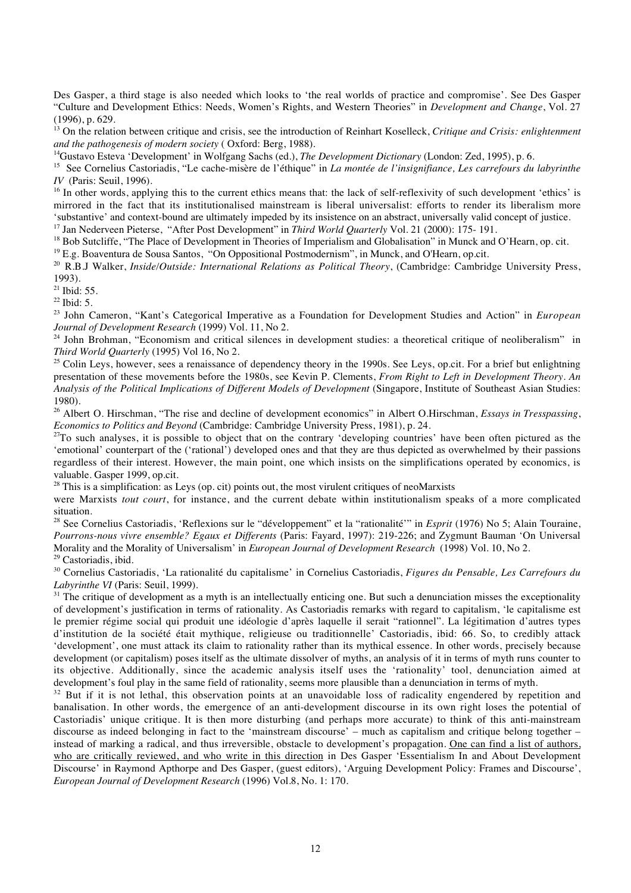Des Gasper, a third stage is also needed which looks to 'the real worlds of practice and compromise'. See Des Gasper "Culture and Development Ethics: Needs, Women's Rights, and Western Theories" in *Development and Change*, Vol. 27 (1996), p. 629.

[13] On the relation between critique and crisis, see the introduction of Reinhart Koselleck, *Critique and Crisis: enlightenment and the pathogenesis of modern society* ( Oxford: Berg, 1988).

[14] Gustavo Esteva 'Development' in Wolfgang Sachs (ed.), *The Development Dictionary* (London: Zed, 1995), p. 6.

[15] See Cornelius Castoriadis, "Le cache-misère de l'éthique" in *La montée de l'insignifiance, Les carrefours du labyrinthe IV* (Paris: Seuil, 1996).

[16] In other words, applying this to the current ethics means that: the lack of self-reflexivity of such development 'ethics' is mirrored in the fact that its institutionalised mainstream is liberal universalist: efforts to render its liberalism more 'substantive' and context-bound are ultimately impeded by its insistence on an abstract, universally valid concept of justice.

[17] Jan Nederveen Pieterse, "After Post Development" in *Third World Quarterly* Vol. 21 (2000): 175- 191.

[18] Bob Sutcliffe, "The Place of Development in Theories of Imperialism and Globalisation" in Munck and O'Hearn, op. cit.

[19] E.g. Boaventura de Sousa Santos, "On Oppositional Postmodernism", in Munck, and O'Hearn, op.cit.

[20] R.B.J Walker, *Inside/Outside: International Relations as Political Theory*, (Cambridge: Cambridge University Press, 1993).

[21] Ibid: 55.

[22] Ibid: 5.

[23] John Cameron, "Kant's Categorical Imperative as a Foundation for Development Studies and Action" in *European Journal of Development Research* (1999) Vol. 11, No 2.

[24] John Brohman, "Economism and critical silences in development studies: a theoretical critique of neoliberalism" in *Third World Quarterly* (1995) Vol 16, No 2.

[25] Colin Leys, however, sees a renaissance of dependency theory in the 1990s. See Leys, op.cit. For a brief but enlightning presentation of these movements before the 1980s, see Kevin P. Clements, *From Right to Left in Development Theory. An Analysis of the Political Implications of Different Models of Development* (Singapore, Institute of Southeast Asian Studies: 1980).

[26] Albert O. Hirschman, "The rise and decline of development economics" in Albert O.Hirschman, *Essays in Tresspassing, Economics to Politics and Beyond* (Cambridge: Cambridge University Press, 1981), p. 24.

[27] To such analyses, it is possible to object that on the contrary 'developing countries' have been often pictured as the 'emotional' counterpart of the ('rational') developed ones and that they are thus depicted as overwhelmed by their passions regardless of their interest. However, the main point, one which insists on the simplifications operated by economics, is valuable. Gasper 1999, op.cit.

[28] This is a simplification: as Leys (op. cit) points out, the most virulent critiques of neoMarxists were Marxists *tout court*, for instance, and the current debate within institutionalism speaks of a more complicated situation.

[28] See Cornelius Castoriadis, 'Reflexions sur le "développement" et la "rationalité'" in *Esprit* (1976) No 5; Alain Touraine, *Pourrons-nous vivre ensemble? Egaux et Differents* (Paris: Fayard, 1997): 219-226; and Zygmunt Bauman 'On Universal Morality and the Morality of Universalism' in *European Journal of Development Research* (1998) Vol. 10, No 2.

[29] Castoriadis, ibid.

[30] Cornelius Castoriadis, 'La rationalité du capitalisme' in Cornelius Castoriadis, *Figures du Pensable, Les Carrefours du Labyrinthe VI* (Paris: Seuil, 1999).

[31] The critique of development as a myth is an intellectually enticing one. But such a denunciation misses the exceptionality of development's justification in terms of rationality. As Castoriadis remarks with regard to capitalism, 'le capitalisme est le premier régime social qui produit une idéologie d'après laquelle il serait "rationnel". La légitimation d'autres types d'institution de la société était mythique, religieuse ou traditionnelle' Castoriadis, ibid: 66. So, to credibly attack 'development', one must attack its claim to rationality rather than its mythical essence. In other words, precisely because development (or capitalism) poses itself as the ultimate dissolver of myths, an analysis of it in terms of myth runs counter to its objective. Additionally, since the academic analysis itself uses the 'rationality' tool, denunciation aimed at development's foul play in the same field of rationality, seems more plausible than a denunciation in terms of myth.

[32] But if it is not lethal, this observation points at an unavoidable loss of radicality engendered by repetition and banalisation. In other words, the emergence of an anti-development discourse in its own right loses the potential of Castoriadis' unique critique. It is then more disturbing (and perhaps more accurate) to think of this anti-mainstream discourse as indeed belonging in fact to the 'mainstream discourse' – much as capitalism and critique belong together – instead of marking a radical, and thus irreversible, obstacle to development's propagation. One can find a list of authors, who are critically reviewed, and who write in this direction in Des Gasper 'Essentialism In and About Development Discourse' in Raymond Apthorpe and Des Gasper, (guest editors), 'Arguing Development Policy: Frames and Discourse', *European Journal of Development Research* (1996) Vol.8, No. 1: 170.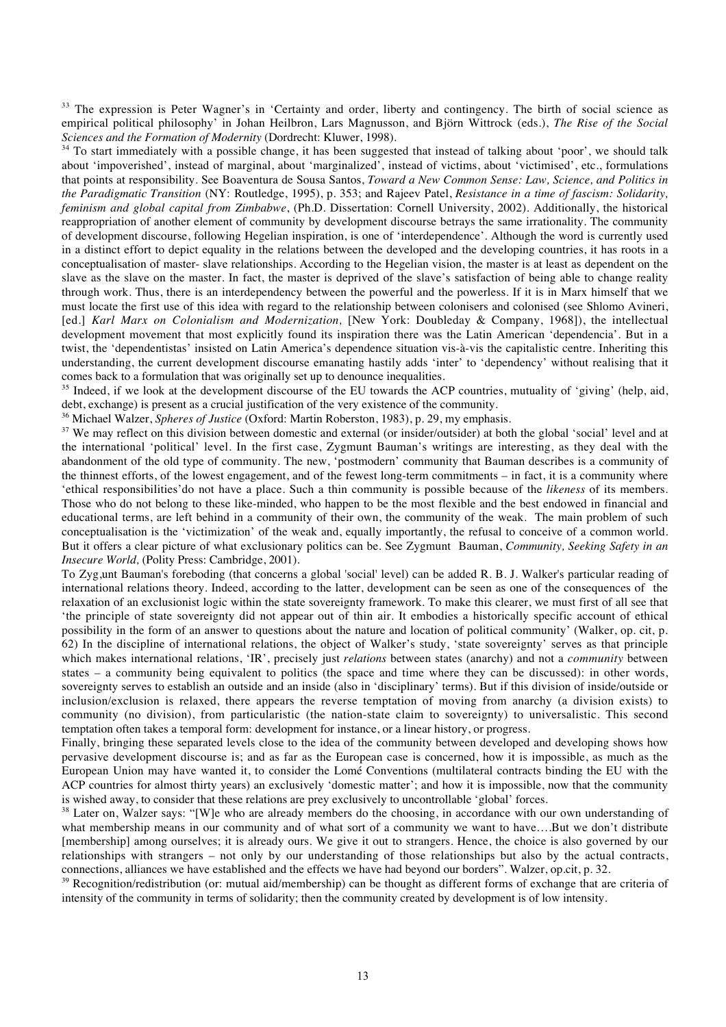[33] The expression is Peter Wagner's in 'Certainty and order, liberty and contingency. The birth of social science as empirical political philosophy' in Johan Heilbron, Lars Magnusson, and Björn Wittrock (eds.), *The Rise of the Social Sciences and the Formation of Modernity* (Dordrecht: Kluwer, 1998).

[34] To start immediately with a possible change, it has been suggested that instead of talking about 'poor', we should talk about 'impoverished', instead of marginal, about 'marginalized', instead of victims, about 'victimised', etc., formulations that points at responsibility. See Boaventura de Sousa Santos, *Toward a New Common Sense: Law, Science, and Politics in the Paradigmatic Transition* (NY: Routledge, 1995), p. 353; and Rajeev Patel, *Resistance in a time of fascism: Solidarity, feminism and global capital from Zimbabwe*, (Ph.D. Dissertation: Cornell University, 2002). Additionally, the historical reappropriation of another element of community by development discourse betrays the same irrationality. The community of development discourse, following Hegelian inspiration, is one of 'interdependence'. Although the word is currently used in a distinct effort to depict equality in the relations between the developed and the developing countries, it has roots in a conceptualisation of master- slave relationships. According to the Hegelian vision, the master is at least as dependent on the slave as the slave on the master. In fact, the master is deprived of the slave's satisfaction of being able to change reality through work. Thus, there is an interdependency between the powerful and the powerless. If it is in Marx himself that we must locate the first use of this idea with regard to the relationship between colonisers and colonised (see Shlomo Avineri, [ed.] *Karl Marx on Colonialism and Modernization,* [New York: Doubleday & Company, 1968]), the intellectual development movement that most explicitly found its inspiration there was the Latin American 'dependencia'. But in a twist, the 'dependentistas' insisted on Latin America's dependence situation vis-à-vis the capitalistic centre. Inheriting this understanding, the current development discourse emanating hastily adds 'inter' to 'dependency' without realising that it comes back to a formulation that was originally set up to denounce inequalities.

[35] Indeed, if we look at the development discourse of the EU towards the ACP countries, mutuality of 'giving' (help, aid, debt, exchange) is present as a crucial justification of the very existence of the community.

[36] Michael Walzer, *Spheres of Justice* (Oxford: Martin Roberston, 1983), p. 29, my emphasis.

[37] We may reflect on this division between domestic and external (or insider/outsider) at both the global 'social' level and at the international 'political' level. In the first case, Zygmunt Bauman's writings are interesting, as they deal with the abandonment of the old type of community. The new, 'postmodern' community that Bauman describes is a community of the thinnest efforts, of the lowest engagement, and of the fewest long-term commitments – in fact, it is a community where 'ethical responsibilities'do not have a place. Such a thin community is possible because of the *likeness* of its members. Those who do not belong to these like-minded, who happen to be the most flexible and the best endowed in financial and educational terms, are left behind in a community of their own, the community of the weak. The main problem of such conceptualisation is the 'victimization' of the weak and, equally importantly, the refusal to conceive of a common world. But it offers a clear picture of what exclusionary politics can be. See Zygmunt Bauman, *Community, Seeking Safety in an Insecure World,* (Polity Press: Cambridge, 2001).

To Zyg,unt Bauman's foreboding (that concerns a global 'social' level) can be added R. B. J. Walker's particular reading of international relations theory. Indeed, according to the latter, development can be seen as one of the consequences of the relaxation of an exclusionist logic within the state sovereignty framework. To make this clearer, we must first of all see that 'the principle of state sovereignty did not appear out of thin air. It embodies a historically specific account of ethical possibility in the form of an answer to questions about the nature and location of political community' (Walker, op. cit, p. 62) In the discipline of international relations, the object of Walker's study, 'state sovereignty' serves as that principle which makes international relations, 'IR', precisely just *relations* between states (anarchy) and not a *community* between states – a community being equivalent to politics (the space and time where they can be discussed): in other words, sovereignty serves to establish an outside and an inside (also in 'disciplinary' terms). But if this division of inside/outside or inclusion/exclusion is relaxed, there appears the reverse temptation of moving from anarchy (a division exists) to community (no division), from particularistic (the nation-state claim to sovereignty) to universalistic. This second temptation often takes a temporal form: development for instance, or a linear history, or progress.

Finally, bringing these separated levels close to the idea of the community between developed and developing shows how pervasive development discourse is; and as far as the European case is concerned, how it is impossible, as much as the European Union may have wanted it, to consider the Lomé Conventions (multilateral contracts binding the EU with the ACP countries for almost thirty years) an exclusively 'domestic matter'; and how it is impossible, now that the community is wished away, to consider that these relations are prey exclusively to uncontrollable 'global' forces.

[38] Later on, Walzer says: "[W]e who are already members do the choosing, in accordance with our own understanding of what membership means in our community and of what sort of a community we want to have….But we don't distribute [membership] among ourselves; it is already ours. We give it out to strangers. Hence, the choice is also governed by our relationships with strangers – not only by our understanding of those relationships but also by the actual contracts, connections, alliances we have established and the effects we have had beyond our borders". Walzer, op.cit, p. 32.

[39] Recognition/redistribution (or: mutual aid/membership) can be thought as different forms of exchange that are criteria of intensity of the community in terms of solidarity; then the community created by development is of low intensity.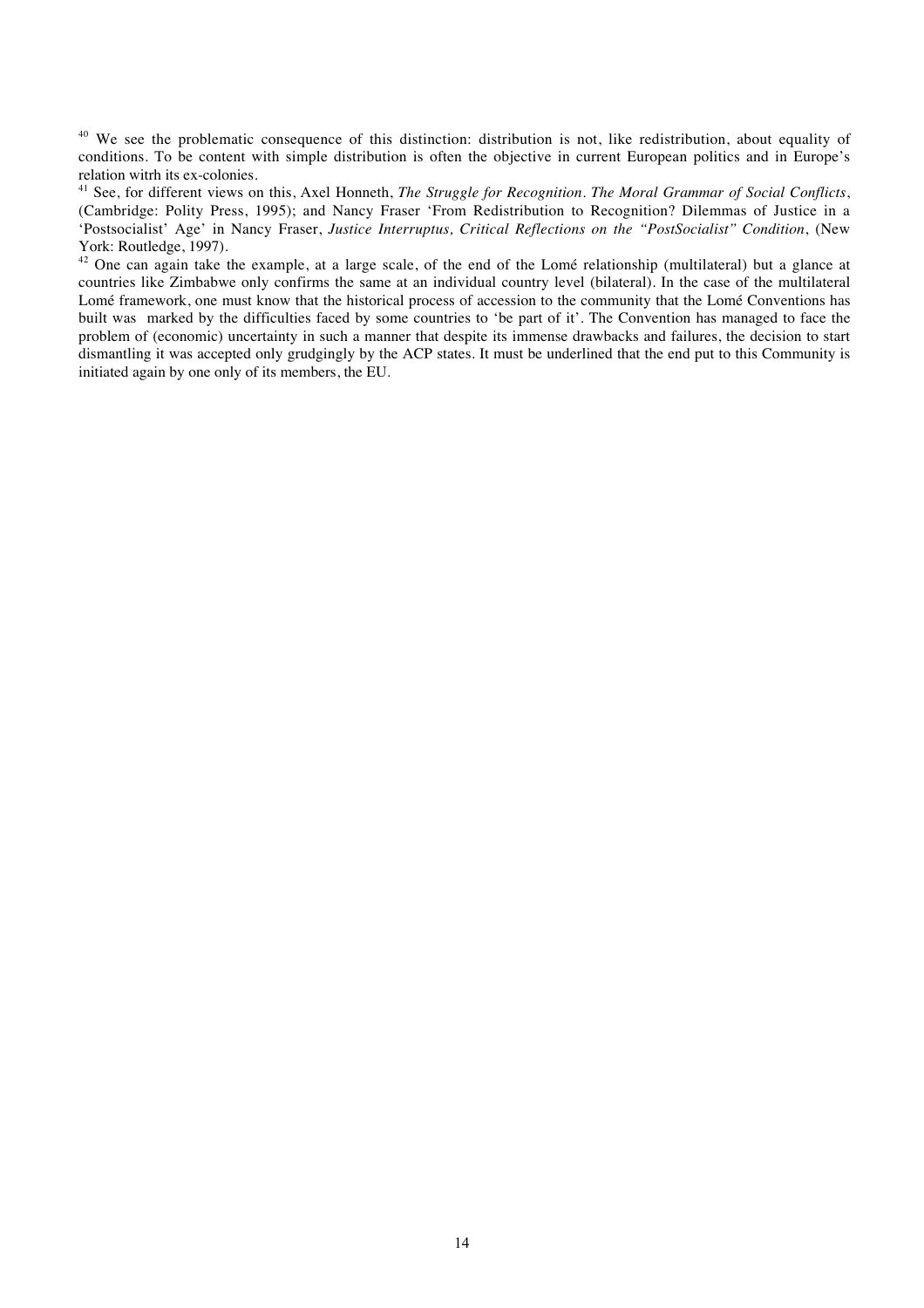[40] We see the problematic consequence of this distinction: distribution is not, like redistribution, about equality of conditions. To be content with simple distribution is often the objective in current European politics and in Europe's relation witrh its ex-colonies.

[41] See, for different views on this, Axel Honneth, *The Struggle for Recognition. The Moral Grammar of Social Conflicts*, (Cambridge: Polity Press, 1995); and Nancy Fraser 'From Redistribution to Recognition? Dilemmas of Justice in a 'Postsocialist' Age' in Nancy Fraser, *Justice Interruptus, Critical Reflections on the "PostSocialist" Condition*, (New York: Routledge, 1997).

[42] One can again take the example, at a large scale, of the end of the Lomé relationship (multilateral) but a glance at countries like Zimbabwe only confirms the same at an individual country level (bilateral). In the case of the multilateral Lomé framework, one must know that the historical process of accession to the community that the Lomé Conventions has built was marked by the difficulties faced by some countries to 'be part of it'. The Convention has managed to face the problem of (economic) uncertainty in such a manner that despite its immense drawbacks and failures, the decision to start dismantling it was accepted only grudgingly by the ACP states. It must be underlined that the end put to this Community is initiated again by one only of its members, the EU.